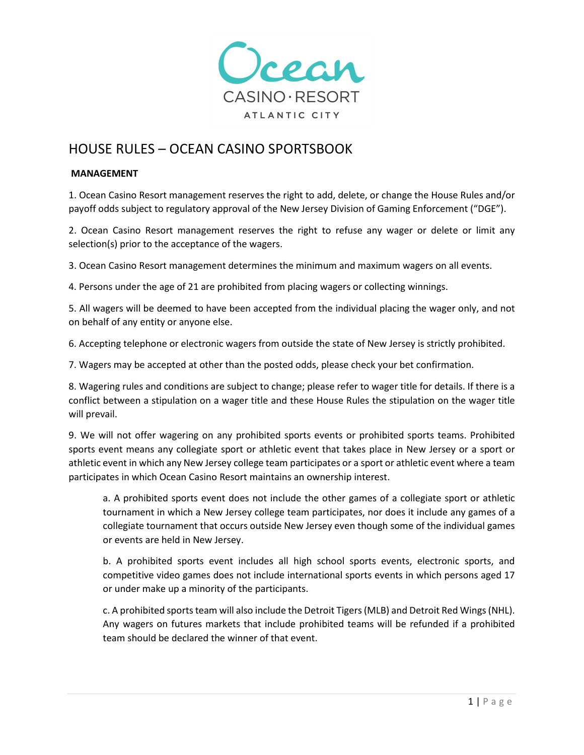Ocean

CASINO · RESORT

ATLANTIC CITY

# HOUSE RULES – OCEAN CASINO SPORTSBOOK

## MANAGEMENT

1. Ocean Casino Resort management reserves the right to add, delete, or change the House Rules and/or payoff odds subject to regulatory approval of the New Jersey Division of Gaming Enforcement ("DGE").

2. Ocean Casino Resort management reserves the right to refuse any wager or delete or limit any selection(s) prior to the acceptance of the wagers.

3. Ocean Casino Resort management determines the minimum and maximum wagers on all events.

4. Persons under the age of 21 are prohibited from placing wagers or collecting winnings.

5. All wagers will be deemed to have been accepted from the individual placing the wager only, and not on behalf of any entity or anyone else.

6. Accepting telephone or electronic wagers from outside the state of New Jersey is strictly prohibited.

7. Wagers may be accepted at other than the posted odds, please check your bet confirmation.

8. Wagering rules and conditions are subject to change; please refer to wager title for details. If there is a conflict between a stipulation on a wager title and these House Rules the stipulation on the wager title will prevail.

9. We will not offer wagering on any prohibited sports events or prohibited sports teams. Prohibited sports event means any collegiate sport or athletic event that takes place in New Jersey or a sport or athletic event in which any New Jersey college team participates or a sport or athletic event where a team participates in which Ocean Casino Resort maintains an ownership interest.

   a. A prohibited sports event does not include the other games of a collegiate sport or athletic tournament in which a New Jersey college team participates, nor does it include any games of a collegiate tournament that occurs outside New Jersey even though some of the individual games or events are held in New Jersey.

   b. A prohibited sports event includes all high school sports events, electronic sports, and competitive video games does not include international sports events in which persons aged 17 or under make up a minority of the participants.

   c. A prohibited sports team will also include the Detroit Tigers (MLB) and Detroit Red Wings (NHL). Any wagers on futures markets that include prohibited teams will be refunded if a prohibited team should be declared the winner of that event.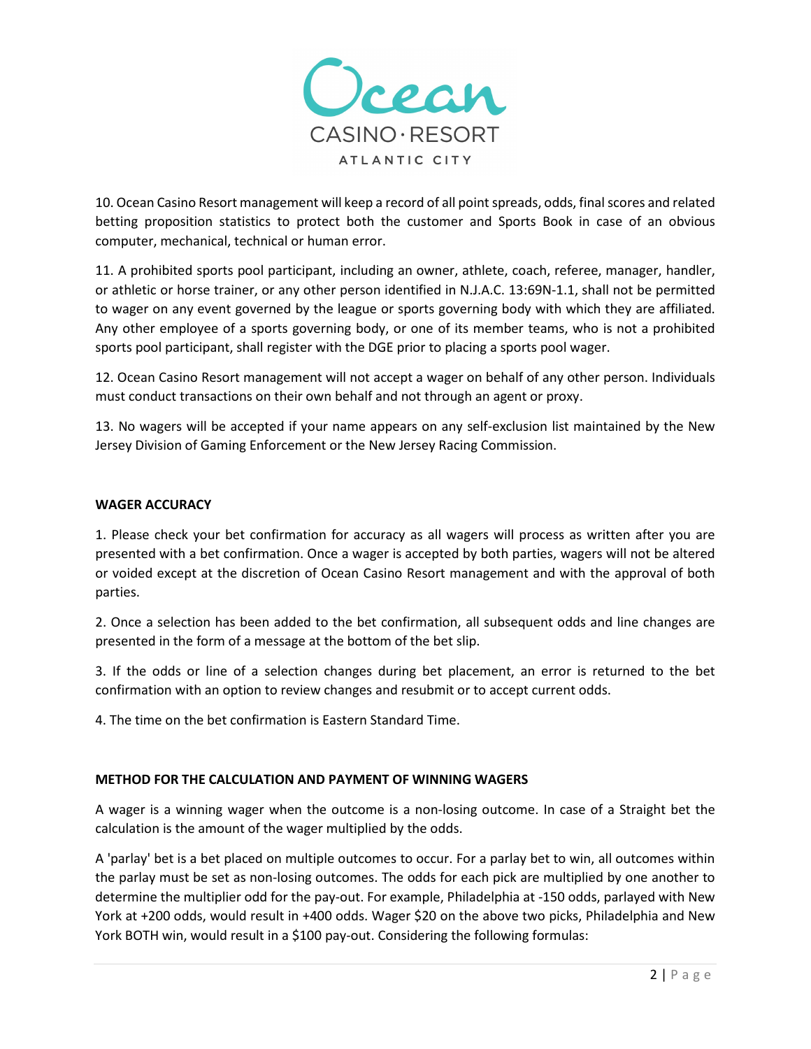10. Ocean Casino Resort management will keep a record of all point spreads, odds, final scores and related betting proposition statistics to protect both the customer and Sports Book in case of an obvious computer, mechanical, technical or human error.

11. A prohibited sports pool participant, including an owner, athlete, coach, referee, manager, handler, or athletic or horse trainer, or any other person identified in N.J.A.C. 13:69N-1.1, shall not be permitted to wager on any event governed by the league or sports governing body with which they are affiliated. Any other employee of a sports governing body, or one of its member teams, who is not a prohibited sports pool participant, shall register with the DGE prior to placing a sports pool wager.

12. Ocean Casino Resort management will not accept a wager on behalf of any other person. Individuals must conduct transactions on their own behalf and not through an agent or proxy.

13. No wagers will be accepted if your name appears on any self-exclusion list maintained by the New Jersey Division of Gaming Enforcement or the New Jersey Racing Commission.

**WAGER ACCURACY**

1. Please check your bet confirmation for accuracy as all wagers will process as written after you are presented with a bet confirmation. Once a wager is accepted by both parties, wagers will not be altered or voided except at the discretion of Ocean Casino Resort management and with the approval of both parties.

2. Once a selection has been added to the bet confirmation, all subsequent odds and line changes are presented in the form of a message at the bottom of the bet slip.

3. If the odds or line of a selection changes during bet placement, an error is returned to the bet confirmation with an option to review changes and resubmit or to accept current odds.

4. The time on the bet confirmation is Eastern Standard Time.

**METHOD FOR THE CALCULATION AND PAYMENT OF WINNING WAGERS**

A wager is a winning wager when the outcome is a non-losing outcome. In case of a Straight bet the calculation is the amount of the wager multiplied by the odds.

A 'parlay' bet is a bet placed on multiple outcomes to occur. For a parlay bet to win, all outcomes within the parlay must be set as non-losing outcomes. The odds for each pick are multiplied by one another to determine the multiplier odd for the pay-out. For example, Philadelphia at -150 odds, parlayed with New York at +200 odds, would result in +400 odds. Wager $20 on the above two picks, Philadelphia and New York BOTH win, would result in a $100 pay-out. Considering the following formulas: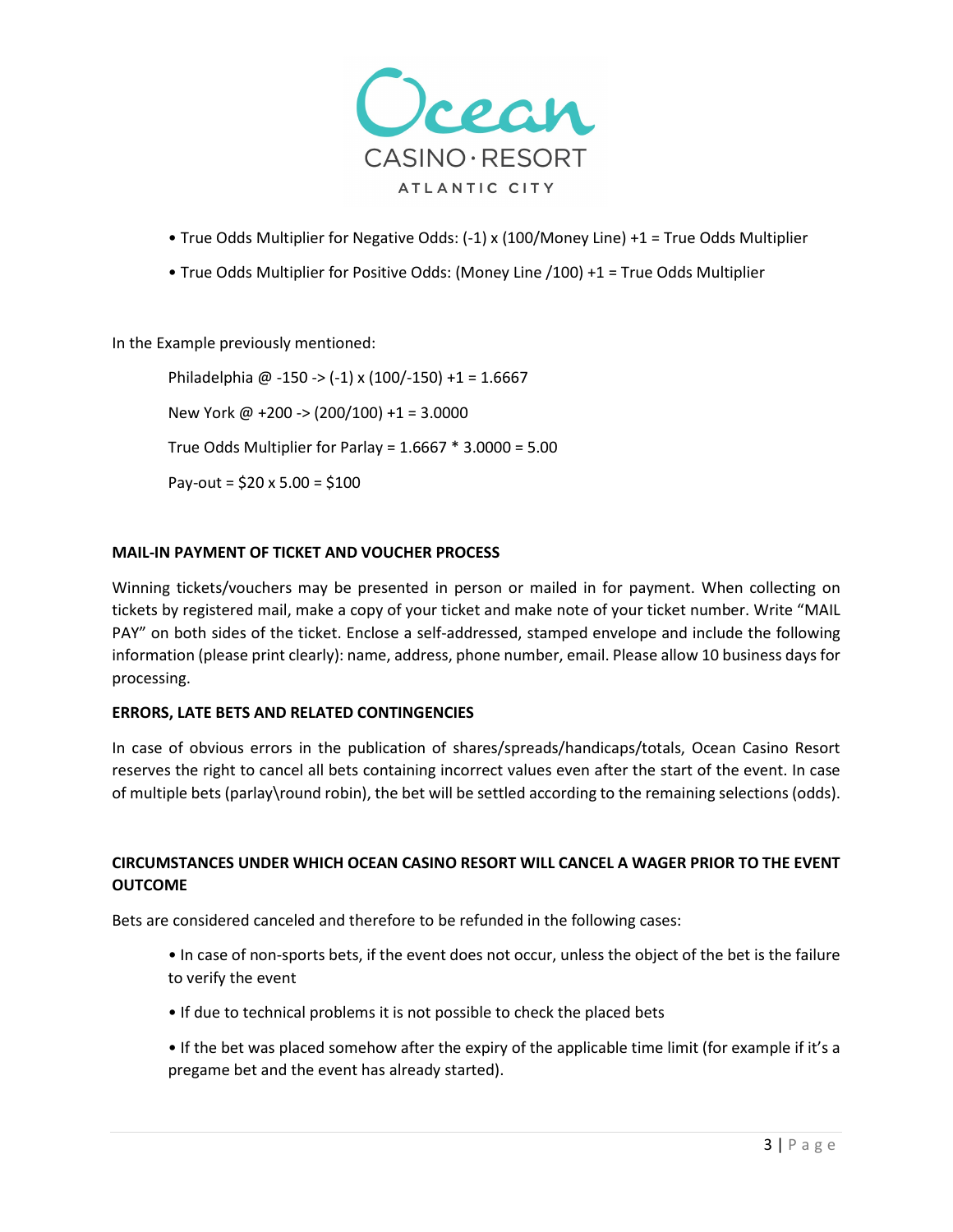- True Odds Multiplier for Negative Odds: (-1) x (100/Money Line) +1 = True Odds Multiplier
- True Odds Multiplier for Positive Odds: (Money Line /100) +1 = True Odds Multiplier

In the Example previously mentioned:

Philadelphia @ -150 -> (-1) x (100/-150) +1 = 1.6667

New York @ +200 -> (200/100) +1 = 3.0000

True Odds Multiplier for Parlay = 1.6667 * 3.0000 = 5.00

Pay-out = $20 x 5.00 = $100

**MAIL-IN PAYMENT OF TICKET AND VOUCHER PROCESS**

Winning tickets/vouchers may be presented in person or mailed in for payment. When collecting on tickets by registered mail, make a copy of your ticket and make note of your ticket number. Write "MAIL PAY" on both sides of the ticket. Enclose a self-addressed, stamped envelope and include the following information (please print clearly): name, address, phone number, email. Please allow 10 business days for processing.

**ERRORS, LATE BETS AND RELATED CONTINGENCIES**

In case of obvious errors in the publication of shares/spreads/handicaps/totals, Ocean Casino Resort reserves the right to cancel all bets containing incorrect values even after the start of the event. In case of multiple bets (parlay\round robin), the bet will be settled according to the remaining selections (odds).

**CIRCUMSTANCES UNDER WHICH OCEAN CASINO RESORT WILL CANCEL A WAGER PRIOR TO THE EVENT OUTCOME**

Bets are considered canceled and therefore to be refunded in the following cases:

- In case of non-sports bets, if the event does not occur, unless the object of the bet is the failure to verify the event
- If due to technical problems it is not possible to check the placed bets
- If the bet was placed somehow after the expiry of the applicable time limit (for example if it's a pregame bet and the event has already started).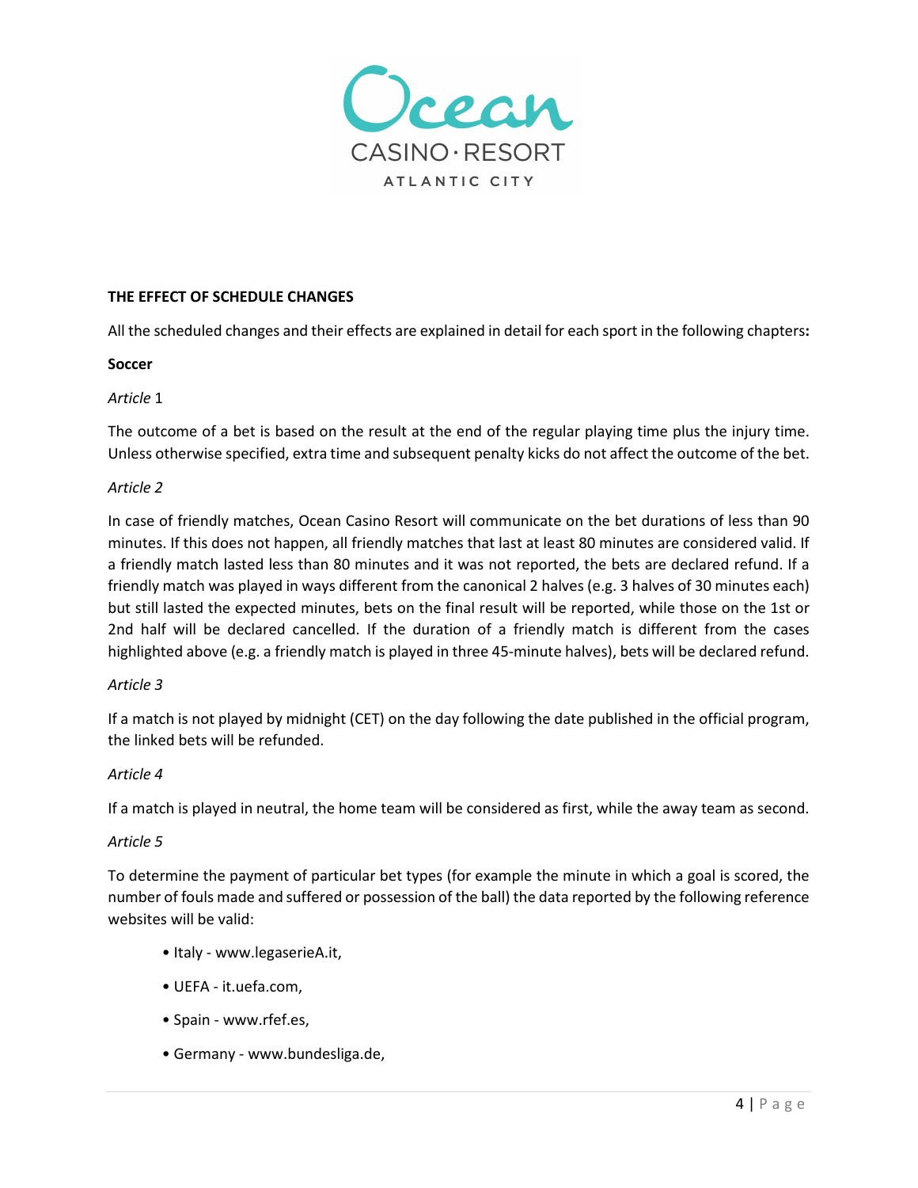**THE EFFECT OF SCHEDULE CHANGES**

All the scheduled changes and their effects are explained in detail for each sport in the following chapters**:**

**Soccer**

*Article* 1

The outcome of a bet is based on the result at the end of the regular playing time plus the injury time. Unless otherwise specified, extra time and subsequent penalty kicks do not affect the outcome of the bet.

*Article 2*

In case of friendly matches, Ocean Casino Resort will communicate on the bet durations of less than 90 minutes. If this does not happen, all friendly matches that last at least 80 minutes are considered valid. If a friendly match lasted less than 80 minutes and it was not reported, the bets are declared refund. If a friendly match was played in ways different from the canonical 2 halves (e.g. 3 halves of 30 minutes each) but still lasted the expected minutes, bets on the final result will be reported, while those on the 1st or 2nd half will be declared cancelled. If the duration of a friendly match is different from the cases highlighted above (e.g. a friendly match is played in three 45-minute halves), bets will be declared refund.

*Article 3*

If a match is not played by midnight (CET) on the day following the date published in the official program, the linked bets will be refunded.

*Article 4*

If a match is played in neutral, the home team will be considered as first, while the away team as second.

*Article 5*

To determine the payment of particular bet types (for example the minute in which a goal is scored, the number of fouls made and suffered or possession of the ball) the data reported by the following reference websites will be valid:

- Italy - www.legaserieA.it,
- UEFA - it.uefa.com,
- Spain - www.rfef.es,
- Germany - www.bundesliga.de,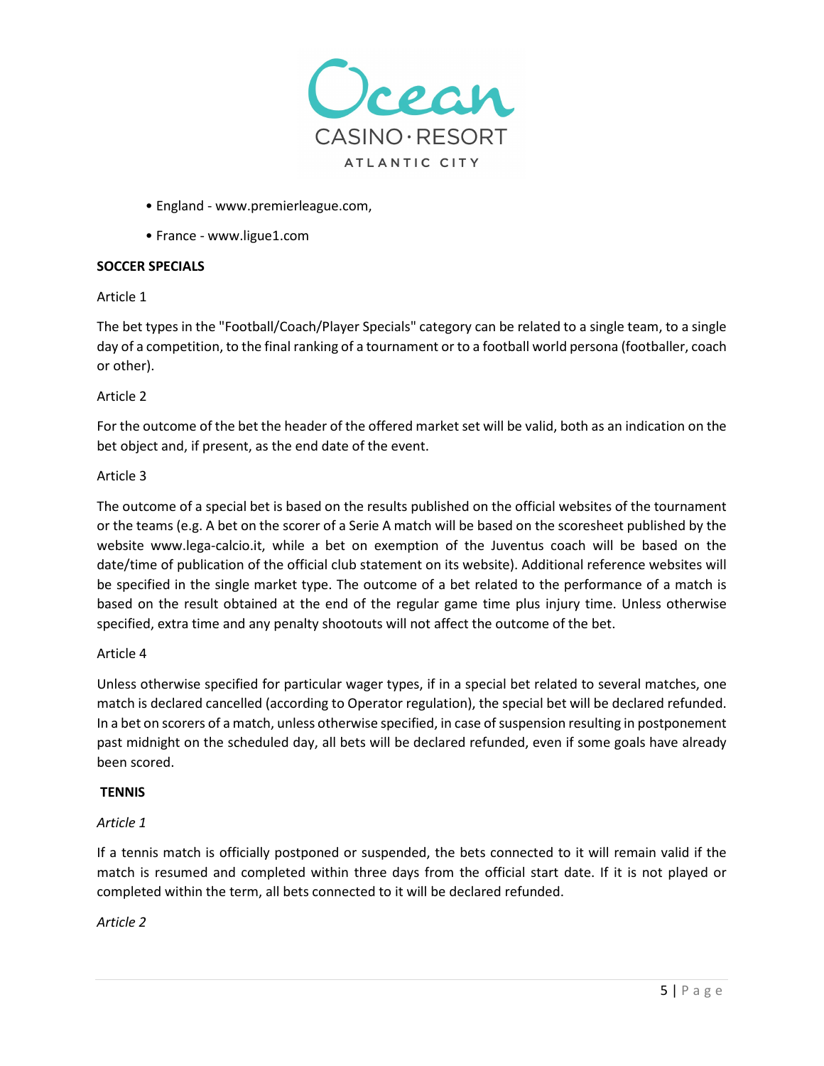- England - www.premierleague.com,
- France - www.ligue1.com

**SOCCER SPECIALS**

Article 1

The bet types in the "Football/Coach/Player Specials" category can be related to a single team, to a single day of a competition, to the final ranking of a tournament or to a football world persona (footballer, coach or other).

Article 2

For the outcome of the bet the header of the offered market set will be valid, both as an indication on the bet object and, if present, as the end date of the event.

Article 3

The outcome of a special bet is based on the results published on the official websites of the tournament or the teams (e.g. A bet on the scorer of a Serie A match will be based on the scoresheet published by the website www.lega-calcio.it, while a bet on exemption of the Juventus coach will be based on the date/time of publication of the official club statement on its website). Additional reference websites will be specified in the single market type. The outcome of a bet related to the performance of a match is based on the result obtained at the end of the regular game time plus injury time. Unless otherwise specified, extra time and any penalty shootouts will not affect the outcome of the bet.

Article 4

Unless otherwise specified for particular wager types, if in a special bet related to several matches, one match is declared cancelled (according to Operator regulation), the special bet will be declared refunded. In a bet on scorers of a match, unless otherwise specified, in case of suspension resulting in postponement past midnight on the scheduled day, all bets will be declared refunded, even if some goals have already been scored.

**TENNIS**

*Article 1*

If a tennis match is officially postponed or suspended, the bets connected to it will remain valid if the match is resumed and completed within three days from the official start date. If it is not played or completed within the term, all bets connected to it will be declared refunded.

*Article 2*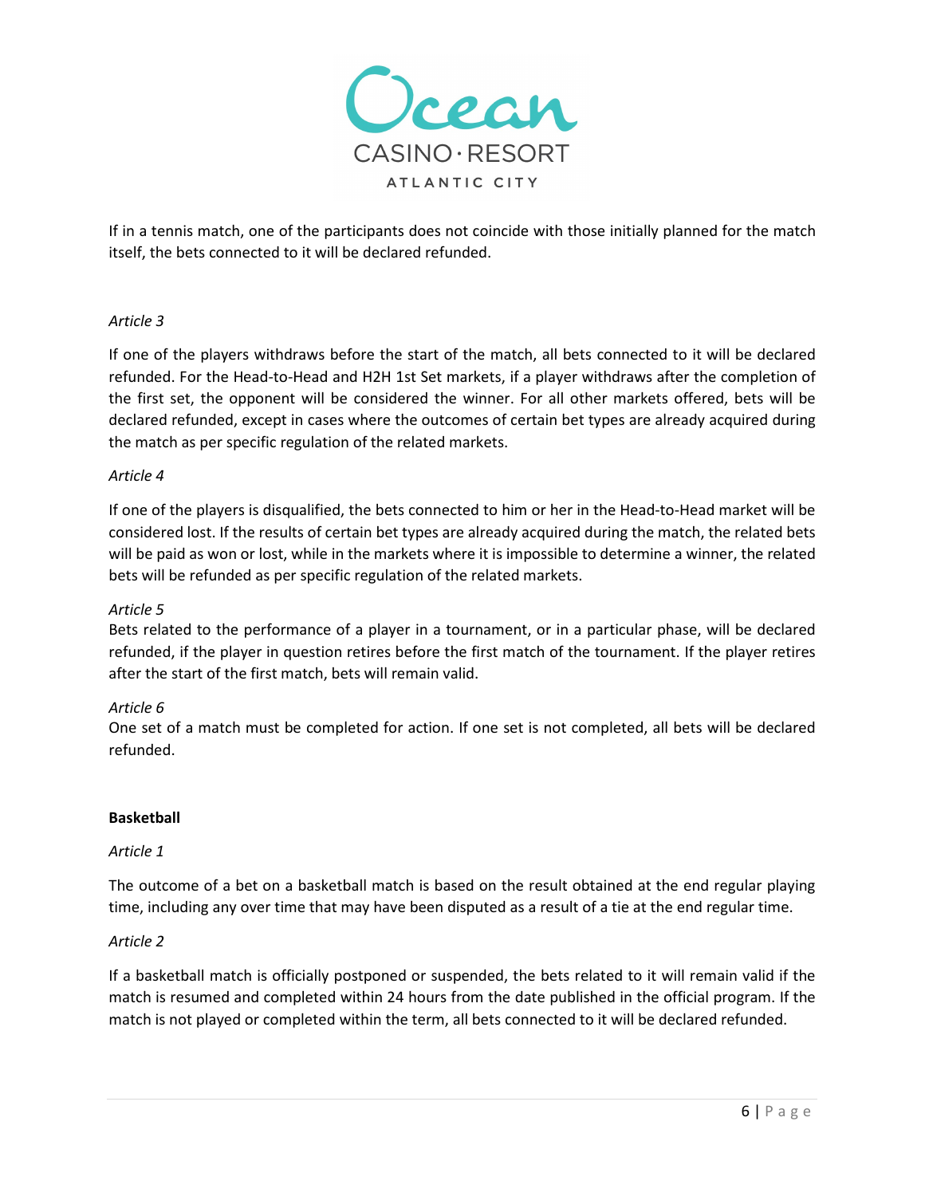If in a tennis match, one of the participants does not coincide with those initially planned for the match itself, the bets connected to it will be declared refunded.

*Article 3*

If one of the players withdraws before the start of the match, all bets connected to it will be declared refunded. For the Head-to-Head and H2H 1st Set markets, if a player withdraws after the completion of the first set, the opponent will be considered the winner. For all other markets offered, bets will be declared refunded, except in cases where the outcomes of certain bet types are already acquired during the match as per specific regulation of the related markets.

*Article 4*

If one of the players is disqualified, the bets connected to him or her in the Head-to-Head market will be considered lost. If the results of certain bet types are already acquired during the match, the related bets will be paid as won or lost, while in the markets where it is impossible to determine a winner, the related bets will be refunded as per specific regulation of the related markets.

*Article 5*

Bets related to the performance of a player in a tournament, or in a particular phase, will be declared refunded, if the player in question retires before the first match of the tournament. If the player retires after the start of the first match, bets will remain valid.

*Article 6*

One set of a match must be completed for action. If one set is not completed, all bets will be declared refunded.

**Basketball**

*Article 1*

The outcome of a bet on a basketball match is based on the result obtained at the end regular playing time, including any over time that may have been disputed as a result of a tie at the end regular time.

*Article 2*

If a basketball match is officially postponed or suspended, the bets related to it will remain valid if the match is resumed and completed within 24 hours from the date published in the official program. If the match is not played or completed within the term, all bets connected to it will be declared refunded.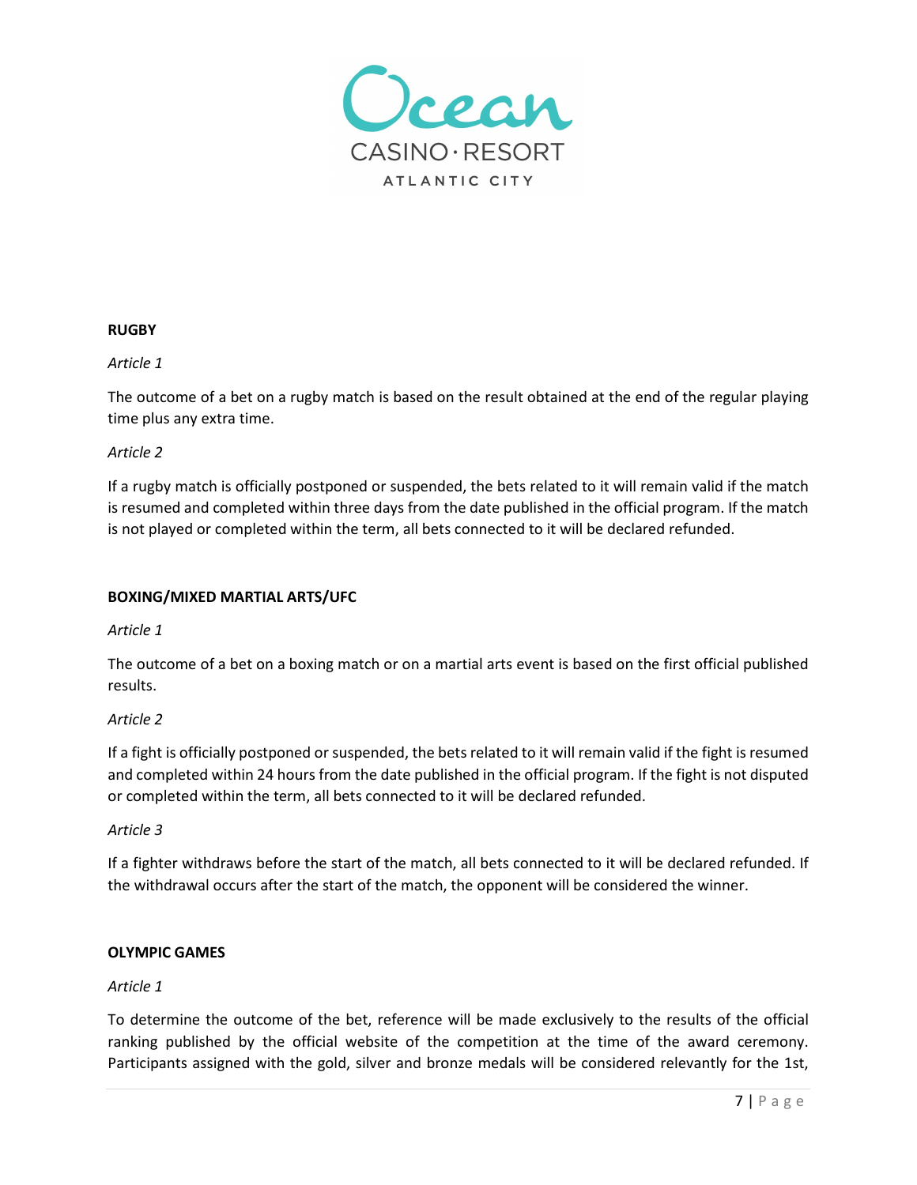**RUGBY**

*Article 1*

The outcome of a bet on a rugby match is based on the result obtained at the end of the regular playing time plus any extra time.

*Article 2*

If a rugby match is officially postponed or suspended, the bets related to it will remain valid if the match is resumed and completed within three days from the date published in the official program. If the match is not played or completed within the term, all bets connected to it will be declared refunded.

**BOXING/MIXED MARTIAL ARTS/UFC**

*Article 1*

The outcome of a bet on a boxing match or on a martial arts event is based on the first official published results.

*Article 2*

If a fight is officially postponed or suspended, the bets related to it will remain valid if the fight is resumed and completed within 24 hours from the date published in the official program. If the fight is not disputed or completed within the term, all bets connected to it will be declared refunded.

*Article 3*

If a fighter withdraws before the start of the match, all bets connected to it will be declared refunded. If the withdrawal occurs after the start of the match, the opponent will be considered the winner.

**OLYMPIC GAMES**

*Article 1*

To determine the outcome of the bet, reference will be made exclusively to the results of the official ranking published by the official website of the competition at the time of the award ceremony. Participants assigned with the gold, silver and bronze medals will be considered relevantly for the 1st,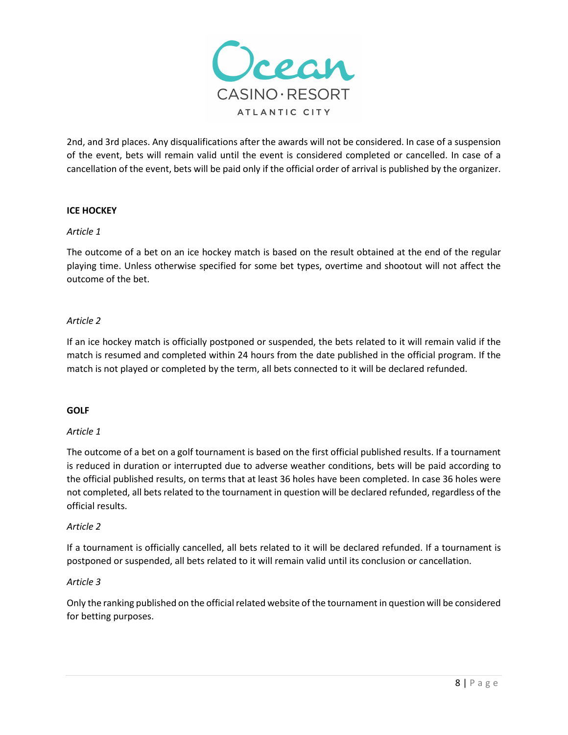2nd, and 3rd places. Any disqualifications after the awards will not be considered. In case of a suspension of the event, bets will remain valid until the event is considered completed or cancelled. In case of a cancellation of the event, bets will be paid only if the official order of arrival is published by the organizer.

**ICE HOCKEY**

*Article 1*

The outcome of a bet on an ice hockey match is based on the result obtained at the end of the regular playing time. Unless otherwise specified for some bet types, overtime and shootout will not affect the outcome of the bet.

*Article 2*

If an ice hockey match is officially postponed or suspended, the bets related to it will remain valid if the match is resumed and completed within 24 hours from the date published in the official program. If the match is not played or completed by the term, all bets connected to it will be declared refunded.

**GOLF**

*Article 1*

The outcome of a bet on a golf tournament is based on the first official published results. If a tournament is reduced in duration or interrupted due to adverse weather conditions, bets will be paid according to the official published results, on terms that at least 36 holes have been completed. In case 36 holes were not completed, all bets related to the tournament in question will be declared refunded, regardless of the official results.

*Article 2*

If a tournament is officially cancelled, all bets related to it will be declared refunded. If a tournament is postponed or suspended, all bets related to it will remain valid until its conclusion or cancellation.

*Article 3*

Only the ranking published on the official related website of the tournament in question will be considered for betting purposes.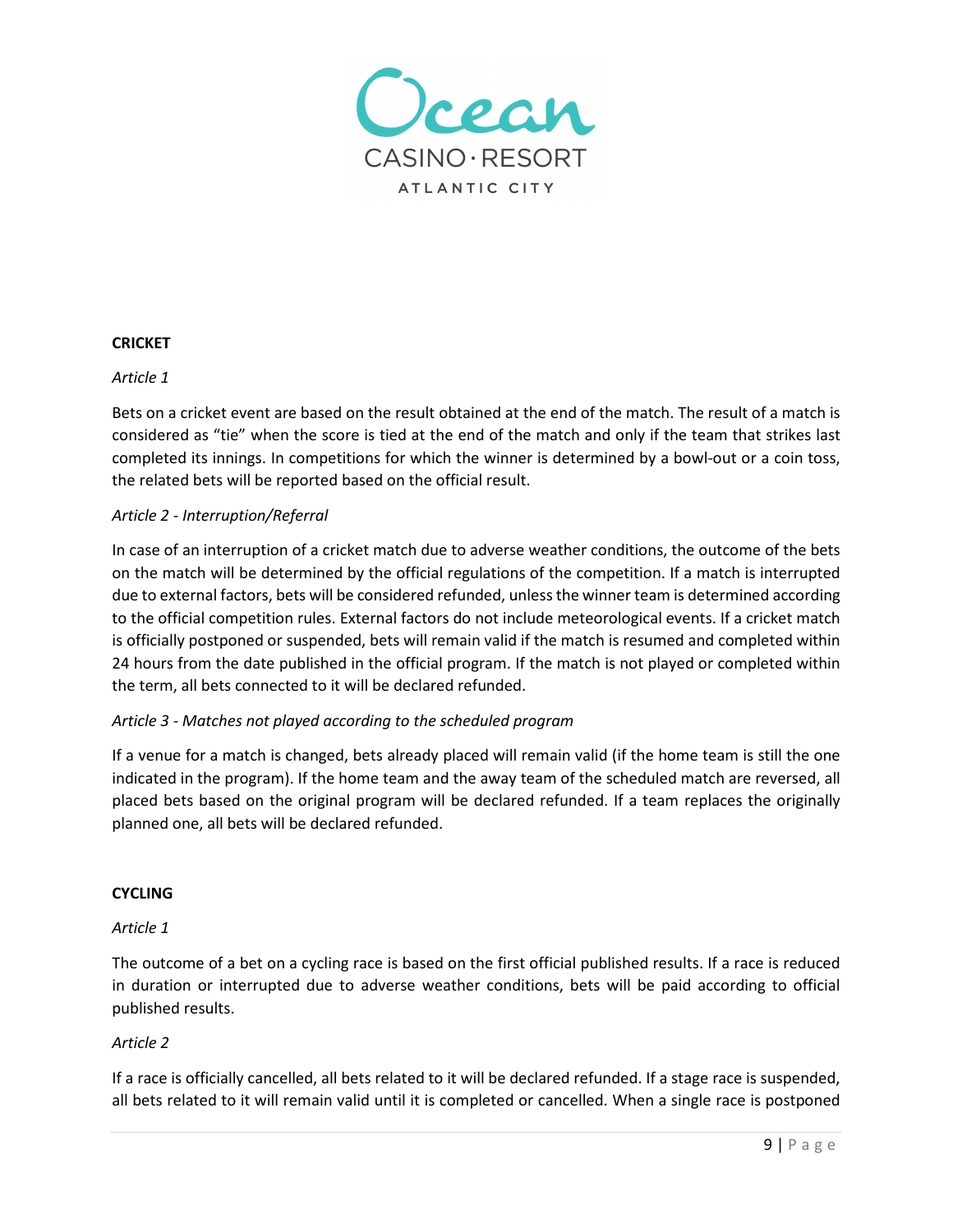## CRICKET

*Article 1*

Bets on a cricket event are based on the result obtained at the end of the match. The result of a match is considered as "tie" when the score is tied at the end of the match and only if the team that strikes last completed its innings. In competitions for which the winner is determined by a bowl-out or a coin toss, the related bets will be reported based on the official result.

*Article 2 - Interruption/Referral*

In case of an interruption of a cricket match due to adverse weather conditions, the outcome of the bets on the match will be determined by the official regulations of the competition. If a match is interrupted due to external factors, bets will be considered refunded, unless the winner team is determined according to the official competition rules. External factors do not include meteorological events. If a cricket match is officially postponed or suspended, bets will remain valid if the match is resumed and completed within 24 hours from the date published in the official program. If the match is not played or completed within the term, all bets connected to it will be declared refunded.

*Article 3 - Matches not played according to the scheduled program*

If a venue for a match is changed, bets already placed will remain valid (if the home team is still the one indicated in the program). If the home team and the away team of the scheduled match are reversed, all placed bets based on the original program will be declared refunded. If a team replaces the originally planned one, all bets will be declared refunded.

## CYCLING

*Article 1*

The outcome of a bet on a cycling race is based on the first official published results. If a race is reduced in duration or interrupted due to adverse weather conditions, bets will be paid according to official published results.

*Article 2*

If a race is officially cancelled, all bets related to it will be declared refunded. If a stage race is suspended, all bets related to it will remain valid until it is completed or cancelled. When a single race is postponed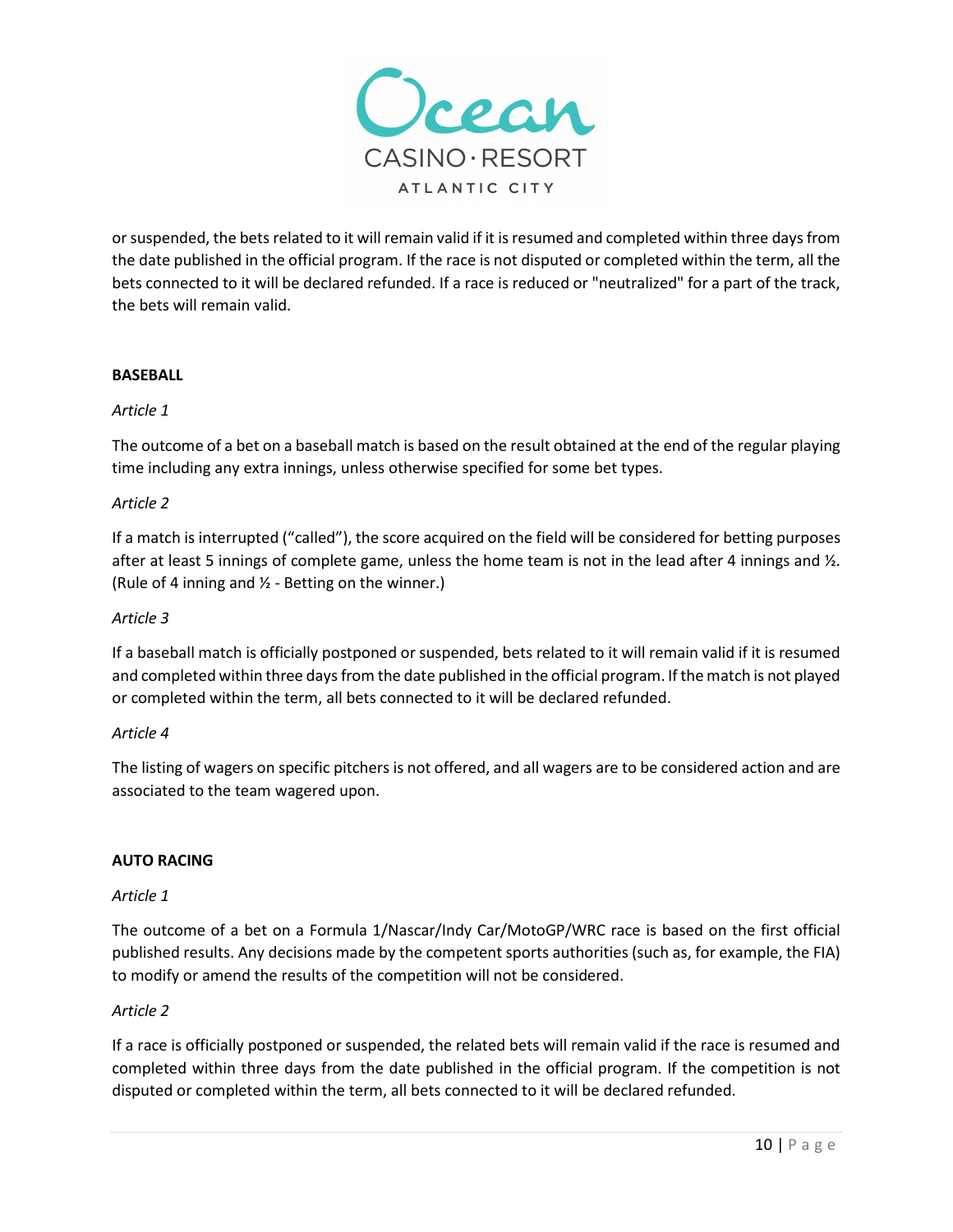or suspended, the bets related to it will remain valid if it is resumed and completed within three days from the date published in the official program. If the race is not disputed or completed within the term, all the bets connected to it will be declared refunded. If a race is reduced or "neutralized" for a part of the track, the bets will remain valid.

**BASEBALL**

*Article 1*

The outcome of a bet on a baseball match is based on the result obtained at the end of the regular playing time including any extra innings, unless otherwise specified for some bet types.

*Article 2*

If a match is interrupted ("called"), the score acquired on the field will be considered for betting purposes after at least 5 innings of complete game, unless the home team is not in the lead after 4 innings and ½. (Rule of 4 inning and ½ - Betting on the winner.)

*Article 3*

If a baseball match is officially postponed or suspended, bets related to it will remain valid if it is resumed and completed within three days from the date published in the official program. If the match is not played or completed within the term, all bets connected to it will be declared refunded.

*Article 4*

The listing of wagers on specific pitchers is not offered, and all wagers are to be considered action and are associated to the team wagered upon.

**AUTO RACING**

*Article 1*

The outcome of a bet on a Formula 1/Nascar/Indy Car/MotoGP/WRC race is based on the first official published results. Any decisions made by the competent sports authorities (such as, for example, the FIA) to modify or amend the results of the competition will not be considered.

*Article 2*

If a race is officially postponed or suspended, the related bets will remain valid if the race is resumed and completed within three days from the date published in the official program. If the competition is not disputed or completed within the term, all bets connected to it will be declared refunded.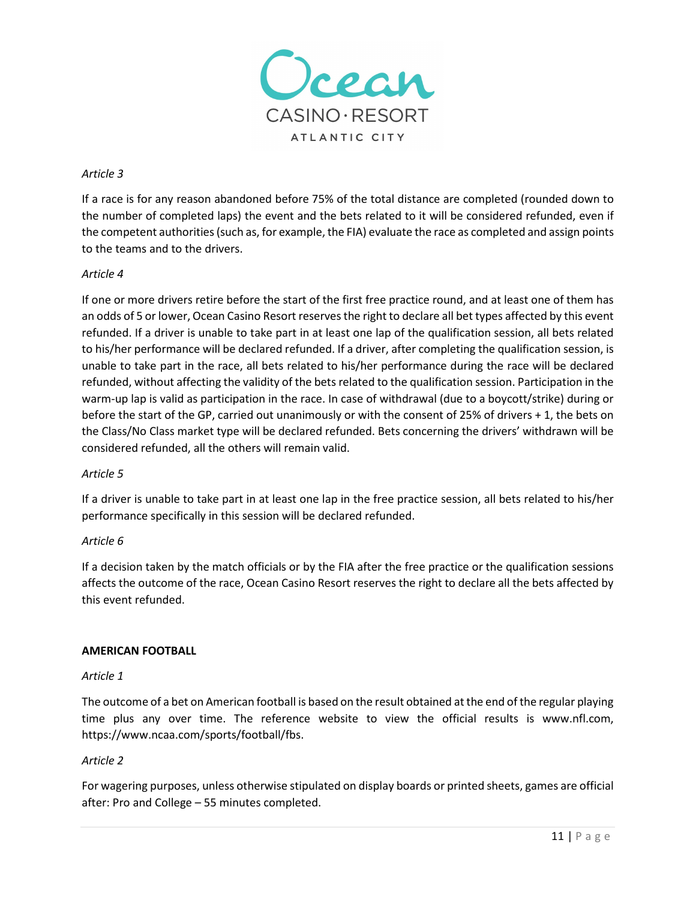*Article 3*

If a race is for any reason abandoned before 75% of the total distance are completed (rounded down to the number of completed laps) the event and the bets related to it will be considered refunded, even if the competent authorities (such as, for example, the FIA) evaluate the race as completed and assign points to the teams and to the drivers.

*Article 4*

If one or more drivers retire before the start of the first free practice round, and at least one of them has an odds of 5 or lower, Ocean Casino Resort reserves the right to declare all bet types affected by this event refunded. If a driver is unable to take part in at least one lap of the qualification session, all bets related to his/her performance will be declared refunded. If a driver, after completing the qualification session, is unable to take part in the race, all bets related to his/her performance during the race will be declared refunded, without affecting the validity of the bets related to the qualification session. Participation in the warm-up lap is valid as participation in the race. In case of withdrawal (due to a boycott/strike) during or before the start of the GP, carried out unanimously or with the consent of 25% of drivers + 1, the bets on the Class/No Class market type will be declared refunded. Bets concerning the drivers' withdrawn will be considered refunded, all the others will remain valid.

*Article 5*

If a driver is unable to take part in at least one lap in the free practice session, all bets related to his/her performance specifically in this session will be declared refunded.

*Article 6*

If a decision taken by the match officials or by the FIA after the free practice or the qualification sessions affects the outcome of the race, Ocean Casino Resort reserves the right to declare all the bets affected by this event refunded.

**AMERICAN FOOTBALL**

*Article 1*

The outcome of a bet on American football is based on the result obtained at the end of the regular playing time plus any over time. The reference website to view the official results is www.nfl.com, https://www.ncaa.com/sports/football/fbs.

*Article 2*

For wagering purposes, unless otherwise stipulated on display boards or printed sheets, games are official after: Pro and College – 55 minutes completed.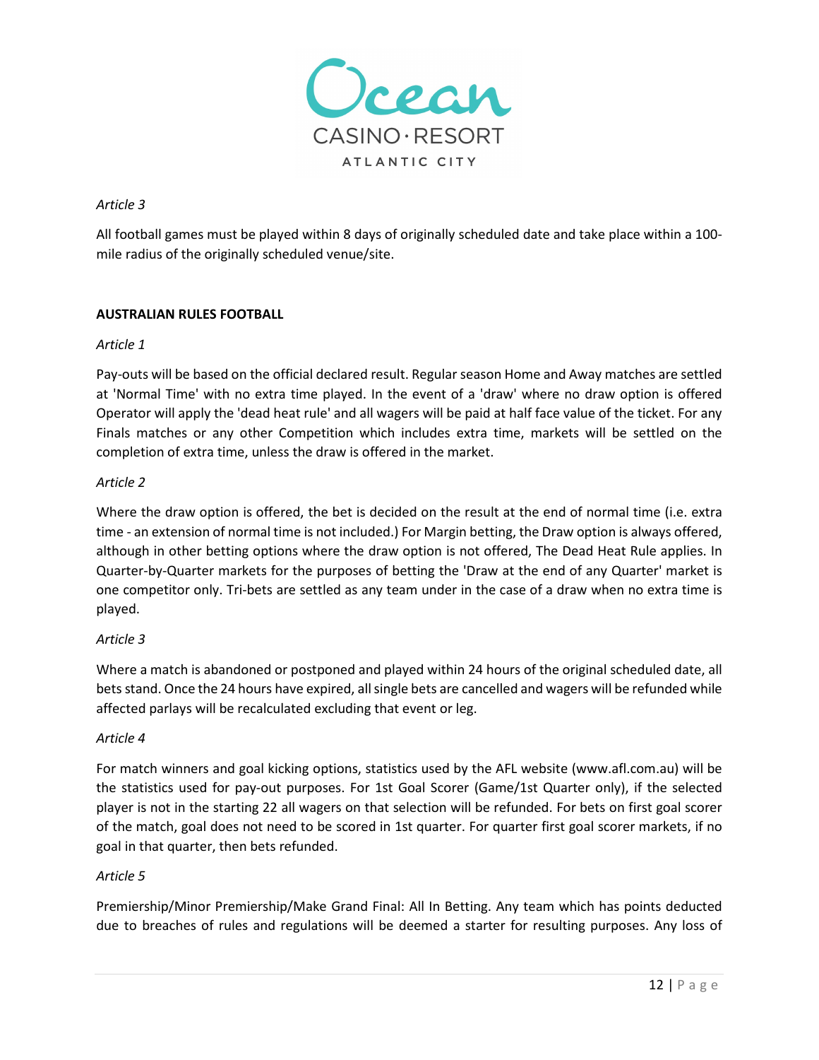*Article 3*

All football games must be played within 8 days of originally scheduled date and take place within a 100-mile radius of the originally scheduled venue/site.

**AUSTRALIAN RULES FOOTBALL**

*Article 1*

Pay-outs will be based on the official declared result. Regular season Home and Away matches are settled at 'Normal Time' with no extra time played. In the event of a 'draw' where no draw option is offered Operator will apply the 'dead heat rule' and all wagers will be paid at half face value of the ticket. For any Finals matches or any other Competition which includes extra time, markets will be settled on the completion of extra time, unless the draw is offered in the market.

*Article 2*

Where the draw option is offered, the bet is decided on the result at the end of normal time (i.e. extra time - an extension of normal time is not included.) For Margin betting, the Draw option is always offered, although in other betting options where the draw option is not offered, The Dead Heat Rule applies. In Quarter-by-Quarter markets for the purposes of betting the 'Draw at the end of any Quarter' market is one competitor only. Tri-bets are settled as any team under in the case of a draw when no extra time is played.

*Article 3*

Where a match is abandoned or postponed and played within 24 hours of the original scheduled date, all bets stand. Once the 24 hours have expired, all single bets are cancelled and wagers will be refunded while affected parlays will be recalculated excluding that event or leg.

*Article 4*

For match winners and goal kicking options, statistics used by the AFL website (www.afl.com.au) will be the statistics used for pay-out purposes. For 1st Goal Scorer (Game/1st Quarter only), if the selected player is not in the starting 22 all wagers on that selection will be refunded. For bets on first goal scorer of the match, goal does not need to be scored in 1st quarter. For quarter first goal scorer markets, if no goal in that quarter, then bets refunded.

*Article 5*

Premiership/Minor Premiership/Make Grand Final: All In Betting. Any team which has points deducted due to breaches of rules and regulations will be deemed a starter for resulting purposes. Any loss of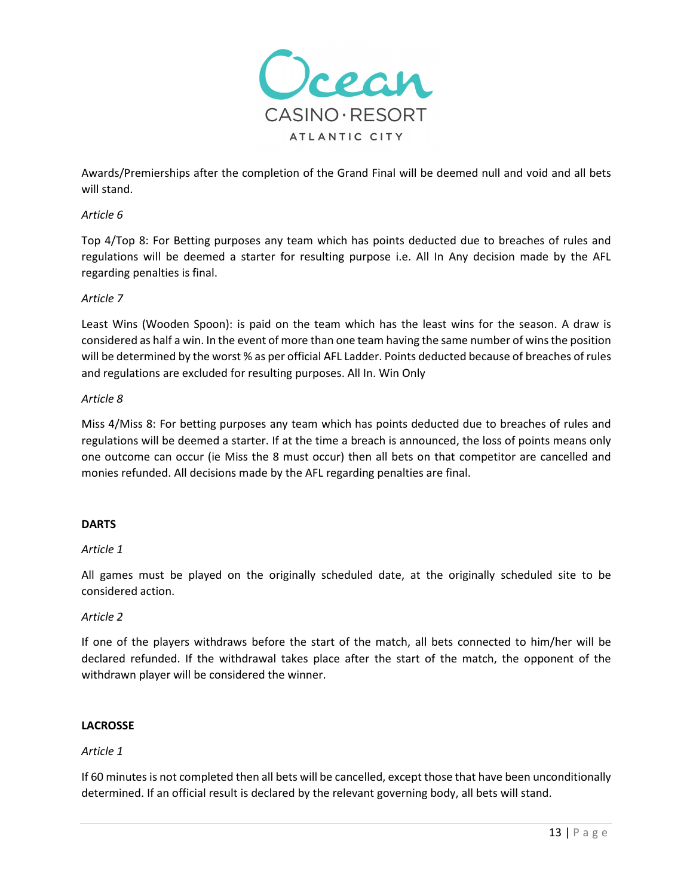Awards/Premierships after the completion of the Grand Final will be deemed null and void and all bets will stand.

*Article 6*

Top 4/Top 8: For Betting purposes any team which has points deducted due to breaches of rules and regulations will be deemed a starter for resulting purpose i.e. All In Any decision made by the AFL regarding penalties is final.

*Article 7*

Least Wins (Wooden Spoon): is paid on the team which has the least wins for the season. A draw is considered as half a win. In the event of more than one team having the same number of wins the position will be determined by the worst % as per official AFL Ladder. Points deducted because of breaches of rules and regulations are excluded for resulting purposes. All In. Win Only

*Article 8*

Miss 4/Miss 8: For betting purposes any team which has points deducted due to breaches of rules and regulations will be deemed a starter. If at the time a breach is announced, the loss of points means only one outcome can occur (ie Miss the 8 must occur) then all bets on that competitor are cancelled and monies refunded. All decisions made by the AFL regarding penalties are final.

**DARTS**

*Article 1*

All games must be played on the originally scheduled date, at the originally scheduled site to be considered action.

*Article 2*

If one of the players withdraws before the start of the match, all bets connected to him/her will be declared refunded. If the withdrawal takes place after the start of the match, the opponent of the withdrawn player will be considered the winner.

**LACROSSE**

*Article 1*

If 60 minutes is not completed then all bets will be cancelled, except those that have been unconditionally determined. If an official result is declared by the relevant governing body, all bets will stand.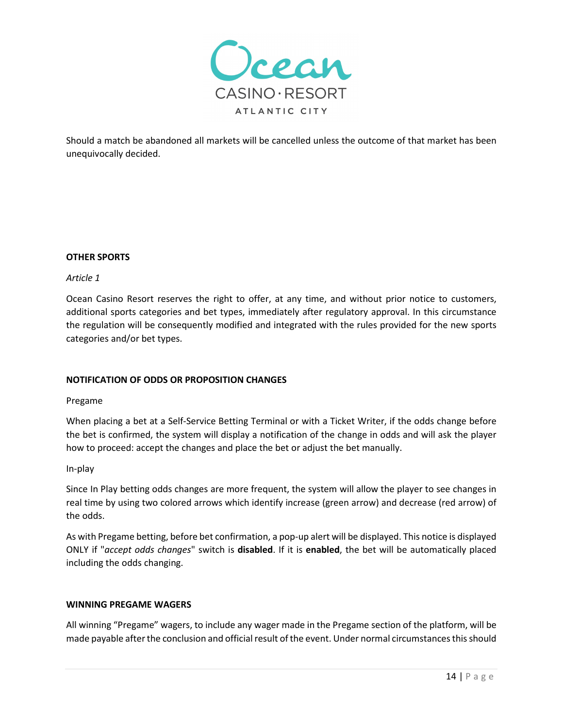Should a match be abandoned all markets will be cancelled unless the outcome of that market has been unequivocally decided.

**OTHER SPORTS**

*Article 1*

Ocean Casino Resort reserves the right to offer, at any time, and without prior notice to customers, additional sports categories and bet types, immediately after regulatory approval. In this circumstance the regulation will be consequently modified and integrated with the rules provided for the new sports categories and/or bet types.

**NOTIFICATION OF ODDS OR PROPOSITION CHANGES**

Pregame

When placing a bet at a Self-Service Betting Terminal or with a Ticket Writer, if the odds change before the bet is confirmed, the system will display a notification of the change in odds and will ask the player how to proceed: accept the changes and place the bet or adjust the bet manually.

In-play

Since In Play betting odds changes are more frequent, the system will allow the player to see changes in real time by using two colored arrows which identify increase (green arrow) and decrease (red arrow) of the odds.

As with Pregame betting, before bet confirmation, a pop-up alert will be displayed. This notice is displayed ONLY if "*accept odds changes*" switch is **disabled**. If it is **enabled**, the bet will be automatically placed including the odds changing.

**WINNING PREGAME WAGERS**

All winning "Pregame" wagers, to include any wager made in the Pregame section of the platform, will be made payable after the conclusion and official result of the event. Under normal circumstances this should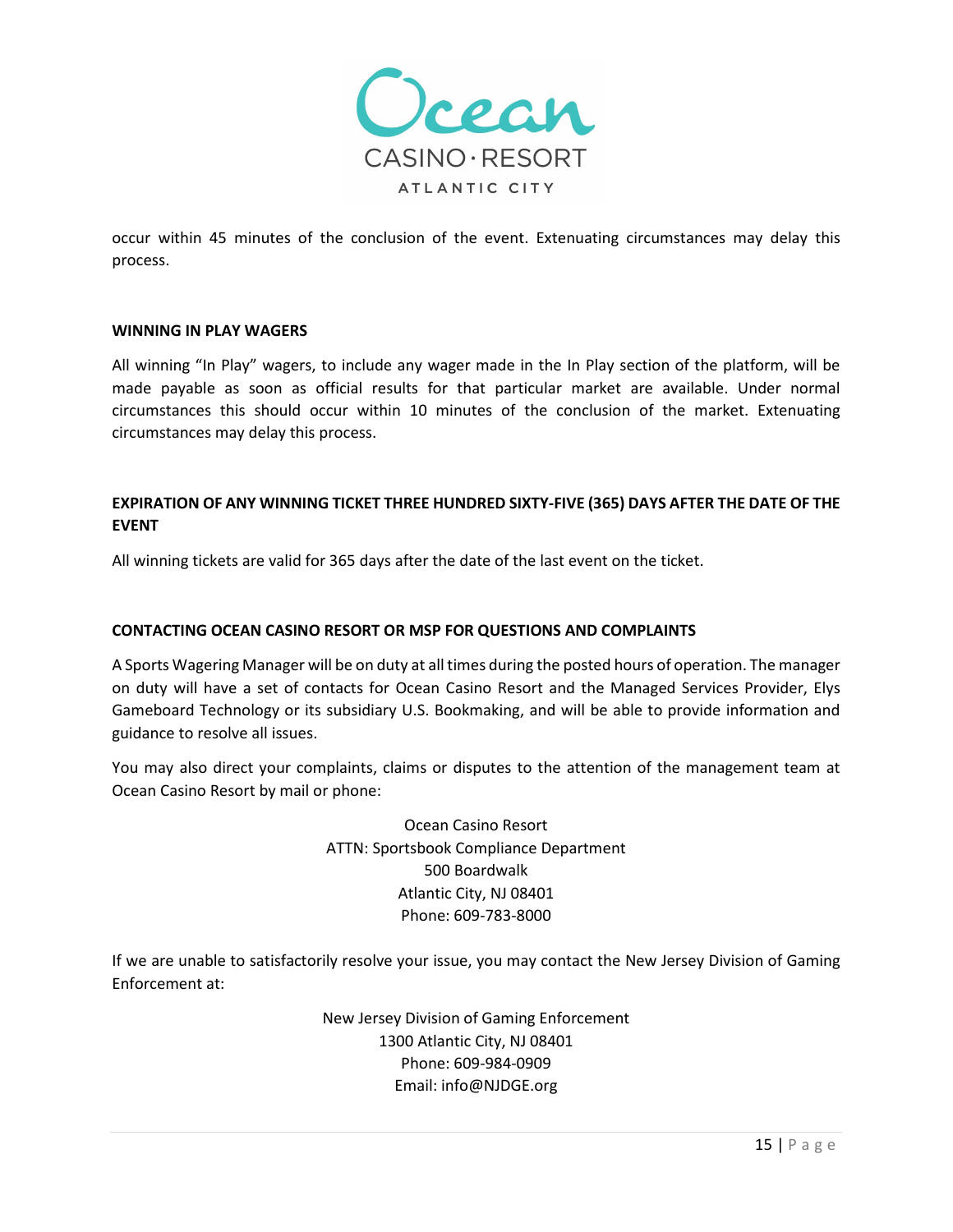occur within 45 minutes of the conclusion of the event. Extenuating circumstances may delay this process.

**WINNING IN PLAY WAGERS**

All winning "In Play" wagers, to include any wager made in the In Play section of the platform, will be made payable as soon as official results for that particular market are available. Under normal circumstances this should occur within 10 minutes of the conclusion of the market. Extenuating circumstances may delay this process.

**EXPIRATION OF ANY WINNING TICKET THREE HUNDRED SIXTY-FIVE (365) DAYS AFTER THE DATE OF THE EVENT**

All winning tickets are valid for 365 days after the date of the last event on the ticket.

**CONTACTING OCEAN CASINO RESORT OR MSP FOR QUESTIONS AND COMPLAINTS**

A Sports Wagering Manager will be on duty at all times during the posted hours of operation. The manager on duty will have a set of contacts for Ocean Casino Resort and the Managed Services Provider, Elys Gameboard Technology or its subsidiary U.S. Bookmaking, and will be able to provide information and guidance to resolve all issues.

You may also direct your complaints, claims or disputes to the attention of the management team at Ocean Casino Resort by mail or phone:

Ocean Casino Resort
ATTN: Sportsbook Compliance Department
500 Boardwalk
Atlantic City, NJ 08401
Phone: 609-783-8000

If we are unable to satisfactorily resolve your issue, you may contact the New Jersey Division of Gaming Enforcement at:

New Jersey Division of Gaming Enforcement
1300 Atlantic City, NJ 08401
Phone: 609-984-0909
Email: info@NJDGE.org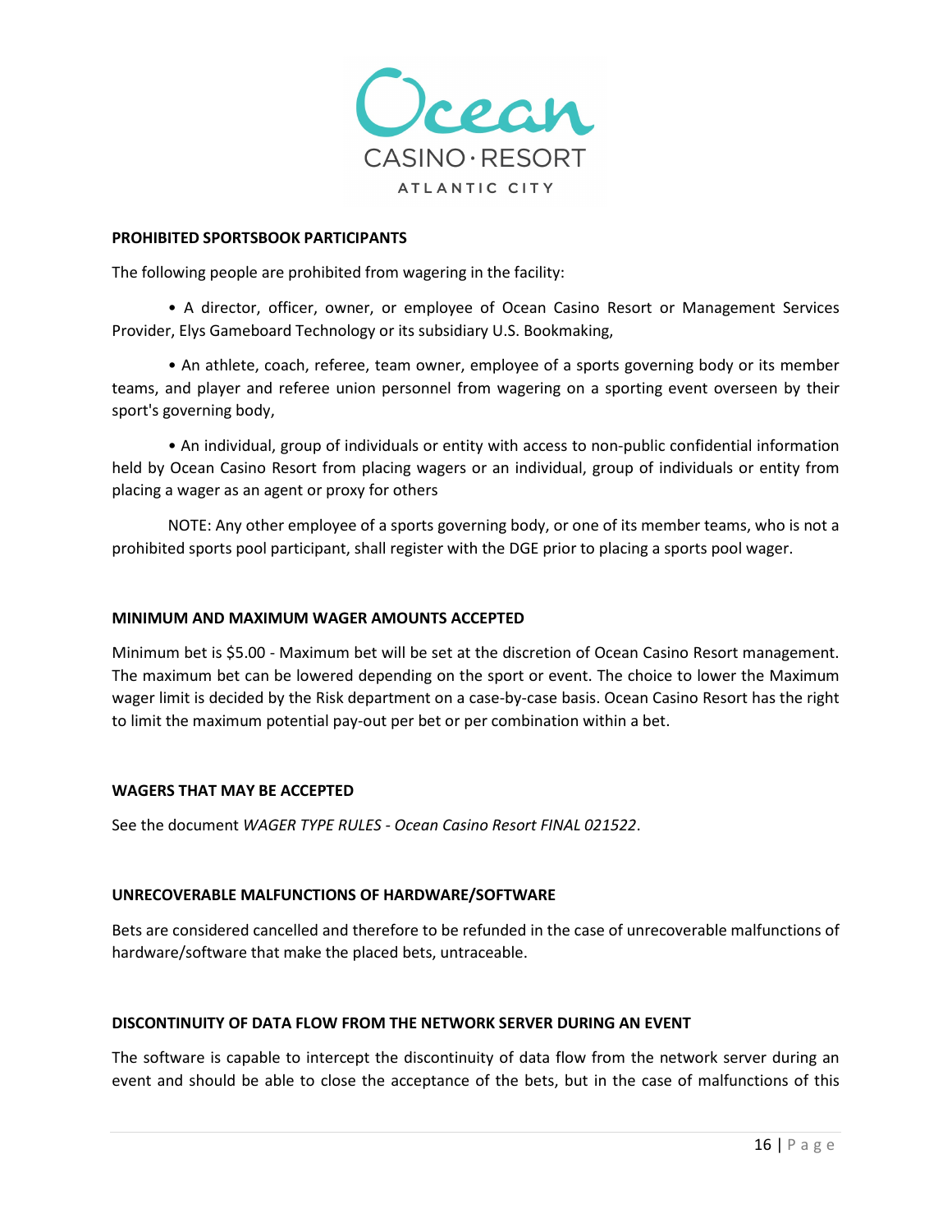**PROHIBITED SPORTSBOOK PARTICIPANTS**

The following people are prohibited from wagering in the facility:

- A director, officer, owner, or employee of Ocean Casino Resort or Management Services Provider, Elys Gameboard Technology or its subsidiary U.S. Bookmaking,
- An athlete, coach, referee, team owner, employee of a sports governing body or its member teams, and player and referee union personnel from wagering on a sporting event overseen by their sport's governing body,
- An individual, group of individuals or entity with access to non-public confidential information held by Ocean Casino Resort from placing wagers or an individual, group of individuals or entity from placing a wager as an agent or proxy for others

NOTE: Any other employee of a sports governing body, or one of its member teams, who is not a prohibited sports pool participant, shall register with the DGE prior to placing a sports pool wager.

**MINIMUM AND MAXIMUM WAGER AMOUNTS ACCEPTED**

Minimum bet is $5.00 - Maximum bet will be set at the discretion of Ocean Casino Resort management. The maximum bet can be lowered depending on the sport or event. The choice to lower the Maximum wager limit is decided by the Risk department on a case-by-case basis. Ocean Casino Resort has the right to limit the maximum potential pay-out per bet or per combination within a bet.

**WAGERS THAT MAY BE ACCEPTED**

See the document *WAGER TYPE RULES - Ocean Casino Resort FINAL 021522*.

**UNRECOVERABLE MALFUNCTIONS OF HARDWARE/SOFTWARE**

Bets are considered cancelled and therefore to be refunded in the case of unrecoverable malfunctions of hardware/software that make the placed bets, untraceable.

**DISCONTINUITY OF DATA FLOW FROM THE NETWORK SERVER DURING AN EVENT**

The software is capable to intercept the discontinuity of data flow from the network server during an event and should be able to close the acceptance of the bets, but in the case of malfunctions of this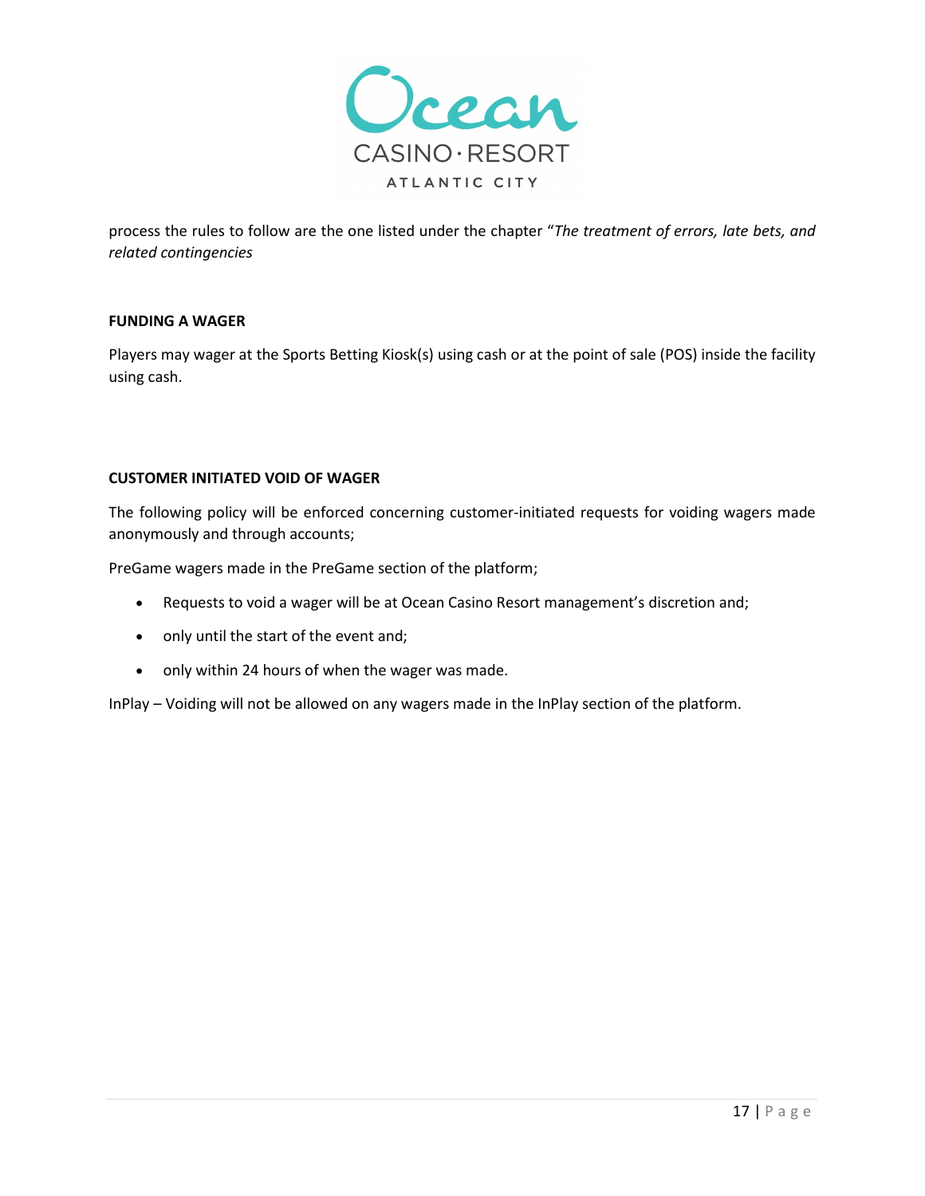process the rules to follow are the one listed under the chapter "*The treatment of errors, late bets, and related contingencies*

**FUNDING A WAGER**

Players may wager at the Sports Betting Kiosk(s) using cash or at the point of sale (POS) inside the facility using cash.

**CUSTOMER INITIATED VOID OF WAGER**

The following policy will be enforced concerning customer-initiated requests for voiding wagers made anonymously and through accounts;

PreGame wagers made in the PreGame section of the platform;

- Requests to void a wager will be at Ocean Casino Resort management's discretion and;
- only until the start of the event and;
- only within 24 hours of when the wager was made.

InPlay – Voiding will not be allowed on any wagers made in the InPlay section of the platform.